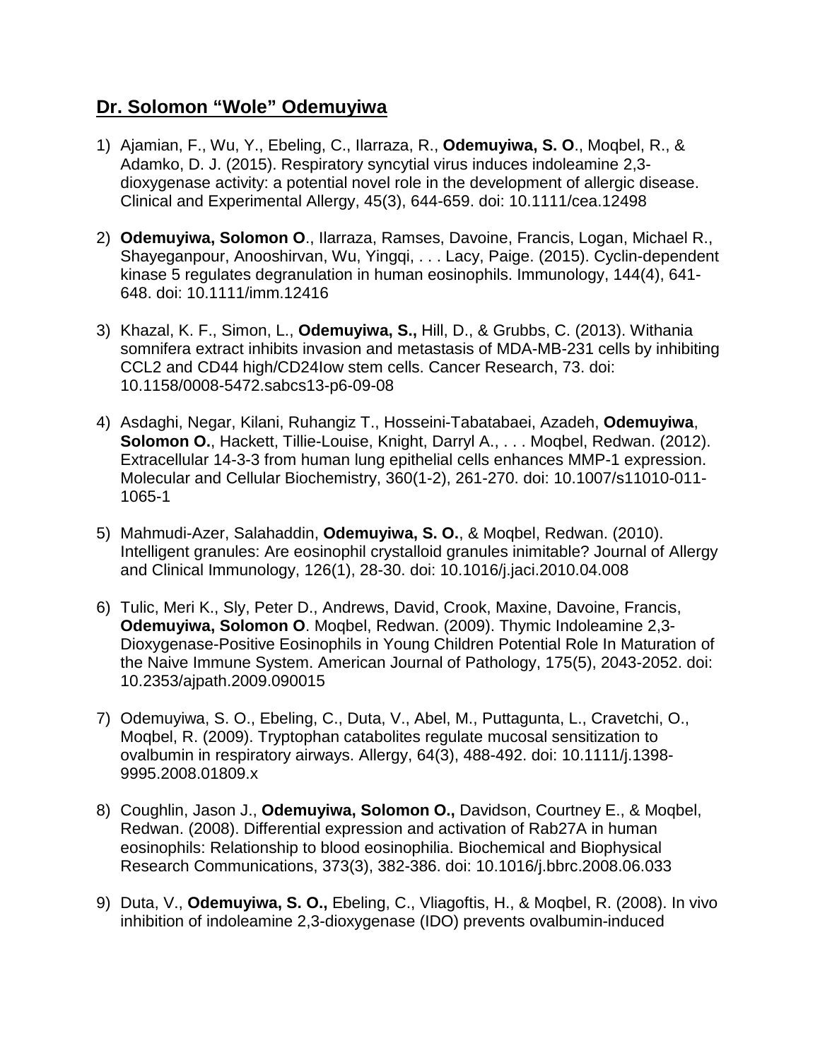## Dr. Solomon "Wole" Odemuyiwa

1) Ajamian, F., Wu, Y., Ebeling, C., Ilarraza, R., **Odemuyiwa, S. O**., Moqbel, R., & Adamko, D. J. (2015). Respiratory syncytial virus induces indoleamine 2,3-dioxygenase activity: a potential novel role in the development of allergic disease. Clinical and Experimental Allergy, 45(3), 644-659. doi: 10.1111/cea.12498

2) **Odemuyiwa, Solomon O**., Ilarraza, Ramses, Davoine, Francis, Logan, Michael R., Shayeganpour, Anooshirvan, Wu, Yingqi, . . . Lacy, Paige. (2015). Cyclin-dependent kinase 5 regulates degranulation in human eosinophils. Immunology, 144(4), 641-648. doi: 10.1111/imm.12416

3) Khazal, K. F., Simon, L., **Odemuyiwa, S.,** Hill, D., & Grubbs, C. (2013). Withania somnifera extract inhibits invasion and metastasis of MDA-MB-231 cells by inhibiting CCL2 and CD44 high/CD24Iow stem cells. Cancer Research, 73. doi: 10.1158/0008-5472.sabcs13-p6-09-08

4) Asdaghi, Negar, Kilani, Ruhangiz T., Hosseini-Tabatabaei, Azadeh, **Odemuyiwa**, **Solomon O.**, Hackett, Tillie-Louise, Knight, Darryl A., . . . Moqbel, Redwan. (2012). Extracellular 14-3-3 from human lung epithelial cells enhances MMP-1 expression. Molecular and Cellular Biochemistry, 360(1-2), 261-270. doi: 10.1007/s11010-011-1065-1

5) Mahmudi-Azer, Salahaddin, **Odemuyiwa, S. O.**, & Moqbel, Redwan. (2010). Intelligent granules: Are eosinophil crystalloid granules inimitable? Journal of Allergy and Clinical Immunology, 126(1), 28-30. doi: 10.1016/j.jaci.2010.04.008

6) Tulic, Meri K., Sly, Peter D., Andrews, David, Crook, Maxine, Davoine, Francis, **Odemuyiwa, Solomon O**. Moqbel, Redwan. (2009). Thymic Indoleamine 2,3-Dioxygenase-Positive Eosinophils in Young Children Potential Role In Maturation of the Naive Immune System. American Journal of Pathology, 175(5), 2043-2052. doi: 10.2353/ajpath.2009.090015

7) Odemuyiwa, S. O., Ebeling, C., Duta, V., Abel, M., Puttagunta, L., Cravetchi, O., Moqbel, R. (2009). Tryptophan catabolites regulate mucosal sensitization to ovalbumin in respiratory airways. Allergy, 64(3), 488-492. doi: 10.1111/j.1398-9995.2008.01809.x

8) Coughlin, Jason J., **Odemuyiwa, Solomon O.,** Davidson, Courtney E., & Moqbel, Redwan. (2008). Differential expression and activation of Rab27A in human eosinophils: Relationship to blood eosinophilia. Biochemical and Biophysical Research Communications, 373(3), 382-386. doi: 10.1016/j.bbrc.2008.06.033

9) Duta, V., **Odemuyiwa, S. O.,** Ebeling, C., Vliagoftis, H., & Moqbel, R. (2008). In vivo inhibition of indoleamine 2,3-dioxygenase (IDO) prevents ovalbumin-induced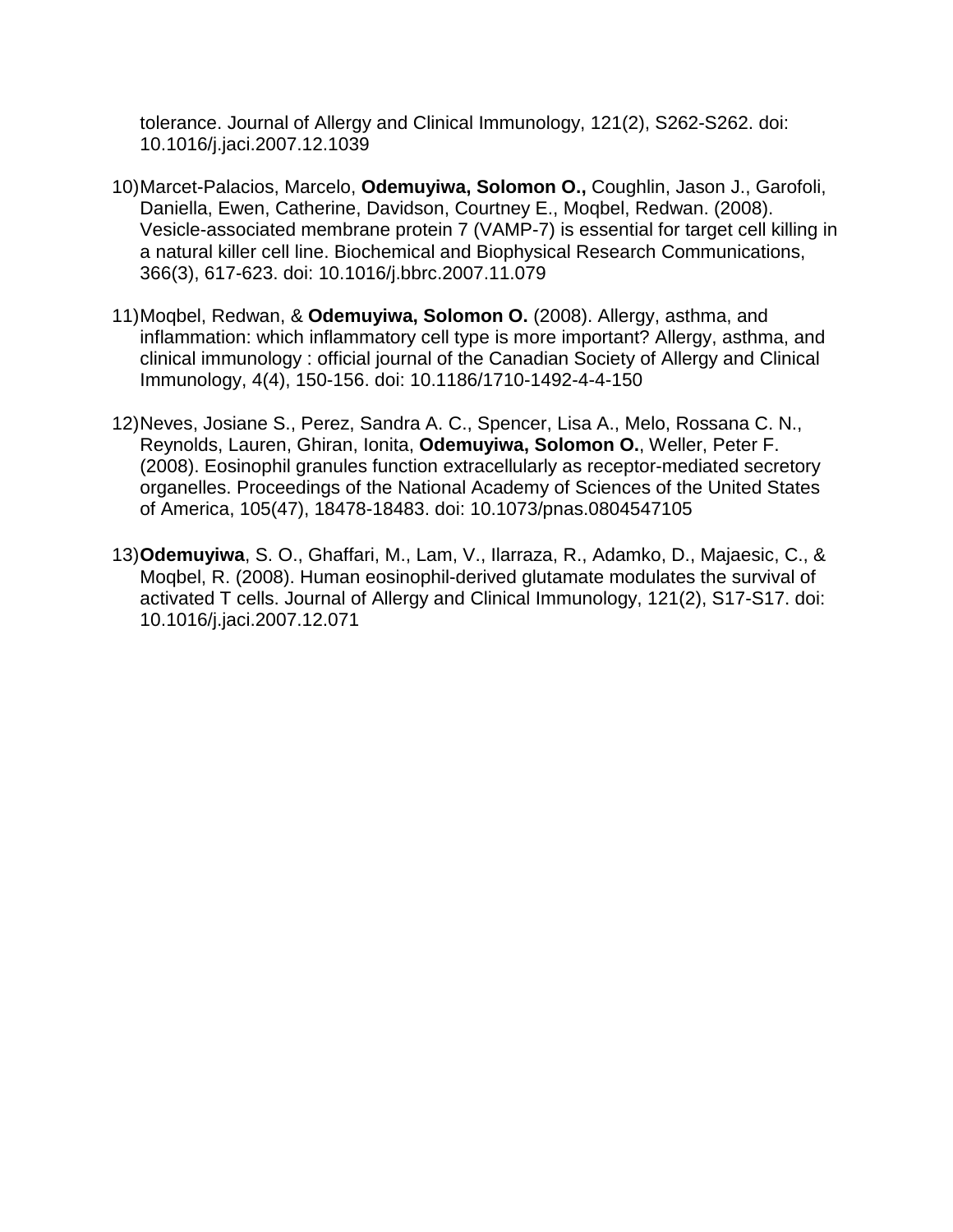tolerance. Journal of Allergy and Clinical Immunology, 121(2), S262-S262. doi: 10.1016/j.jaci.2007.12.1039

10) Marcet-Palacios, Marcelo, **Odemuyiwa, Solomon O.,** Coughlin, Jason J., Garofoli, Daniella, Ewen, Catherine, Davidson, Courtney E., Moqbel, Redwan. (2008). Vesicle-associated membrane protein 7 (VAMP-7) is essential for target cell killing in a natural killer cell line. Biochemical and Biophysical Research Communications, 366(3), 617-623. doi: 10.1016/j.bbrc.2007.11.079

11) Moqbel, Redwan, & **Odemuyiwa, Solomon O.** (2008). Allergy, asthma, and inflammation: which inflammatory cell type is more important? Allergy, asthma, and clinical immunology : official journal of the Canadian Society of Allergy and Clinical Immunology, 4(4), 150-156. doi: 10.1186/1710-1492-4-4-150

12) Neves, Josiane S., Perez, Sandra A. C., Spencer, Lisa A., Melo, Rossana C. N., Reynolds, Lauren, Ghiran, Ionita, **Odemuyiwa, Solomon O.**, Weller, Peter F. (2008). Eosinophil granules function extracellularly as receptor-mediated secretory organelles. Proceedings of the National Academy of Sciences of the United States of America, 105(47), 18478-18483. doi: 10.1073/pnas.0804547105

13) **Odemuyiwa**, S. O., Ghaffari, M., Lam, V., Ilarraza, R., Adamko, D., Majaesic, C., & Moqbel, R. (2008). Human eosinophil-derived glutamate modulates the survival of activated T cells. Journal of Allergy and Clinical Immunology, 121(2), S17-S17. doi: 10.1016/j.jaci.2007.12.071